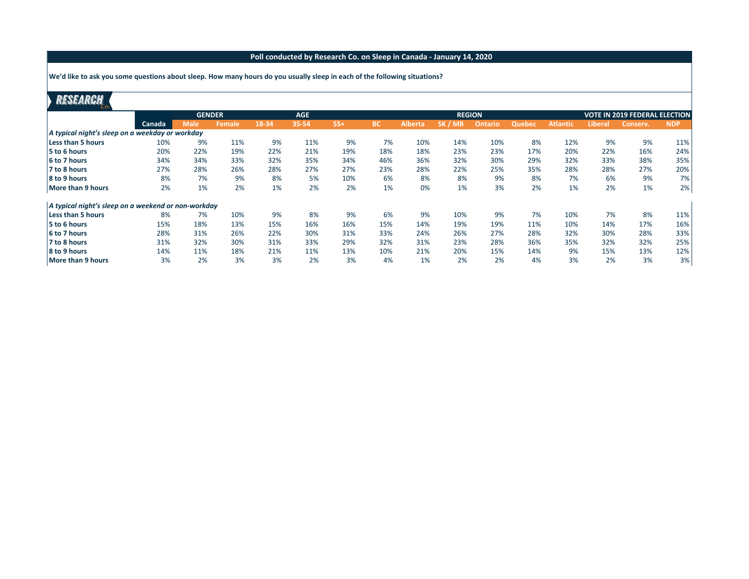## Poll conducted by Research Co. on Sleep in Canada - January 14, 2020

**We'd like to ask you some questions about sleep. How many hours do you usually sleep in each of the following situations?**

RESEARCH Co.

| | | GENDER | | AGE | | | REGION | | | | | | VOTE IN 2019 FEDERAL ELECTION | | |
|---|---|---|---|---|---|---|---|---|---|---|---|---|---|---|---|
| | Canada | Male | Female | 18-34 | 35-54 | 55+ | BC | Alberta | SK / MB | Ontario | Quebec | Atlantic | Liberal | Conserv. | NDP |
| ***A typical night's sleep on a weekday or workday*** | | | | | | | | | | | | | | | |
| **Less than 5 hours** | 10% | 9% | 11% | 9% | 11% | 9% | 7% | 10% | 14% | 10% | 8% | 12% | 9% | 9% | 11% |
| **5 to 6 hours** | 20% | 22% | 19% | 22% | 21% | 19% | 18% | 18% | 23% | 23% | 17% | 20% | 22% | 16% | 24% |
| **6 to 7 hours** | 34% | 34% | 33% | 32% | 35% | 34% | 46% | 36% | 32% | 30% | 29% | 32% | 33% | 38% | 35% |
| **7 to 8 hours** | 27% | 28% | 26% | 28% | 27% | 27% | 23% | 28% | 22% | 25% | 35% | 28% | 28% | 27% | 20% |
| **8 to 9 hours** | 8% | 7% | 9% | 8% | 5% | 10% | 6% | 8% | 8% | 9% | 8% | 7% | 6% | 9% | 7% |
| **More than 9 hours** | 2% | 1% | 2% | 1% | 2% | 2% | 1% | 0% | 1% | 3% | 2% | 1% | 2% | 1% | 2% |
| ***A typical night's sleep on a weekend or non-workday*** | | | | | | | | | | | | | | | |
| **Less than 5 hours** | 8% | 7% | 10% | 9% | 8% | 9% | 6% | 9% | 10% | 9% | 7% | 10% | 7% | 8% | 11% |
| **5 to 6 hours** | 15% | 18% | 13% | 15% | 16% | 16% | 15% | 14% | 19% | 19% | 11% | 10% | 14% | 17% | 16% |
| **6 to 7 hours** | 28% | 31% | 26% | 22% | 30% | 31% | 33% | 24% | 26% | 27% | 28% | 32% | 30% | 28% | 33% |
| **7 to 8 hours** | 31% | 32% | 30% | 31% | 33% | 29% | 32% | 31% | 23% | 28% | 36% | 35% | 32% | 32% | 25% |
| **8 to 9 hours** | 14% | 11% | 18% | 21% | 11% | 13% | 10% | 21% | 20% | 15% | 14% | 9% | 15% | 13% | 12% |
| **More than 9 hours** | 3% | 2% | 3% | 3% | 2% | 3% | 4% | 1% | 2% | 2% | 4% | 3% | 2% | 3% | 3% |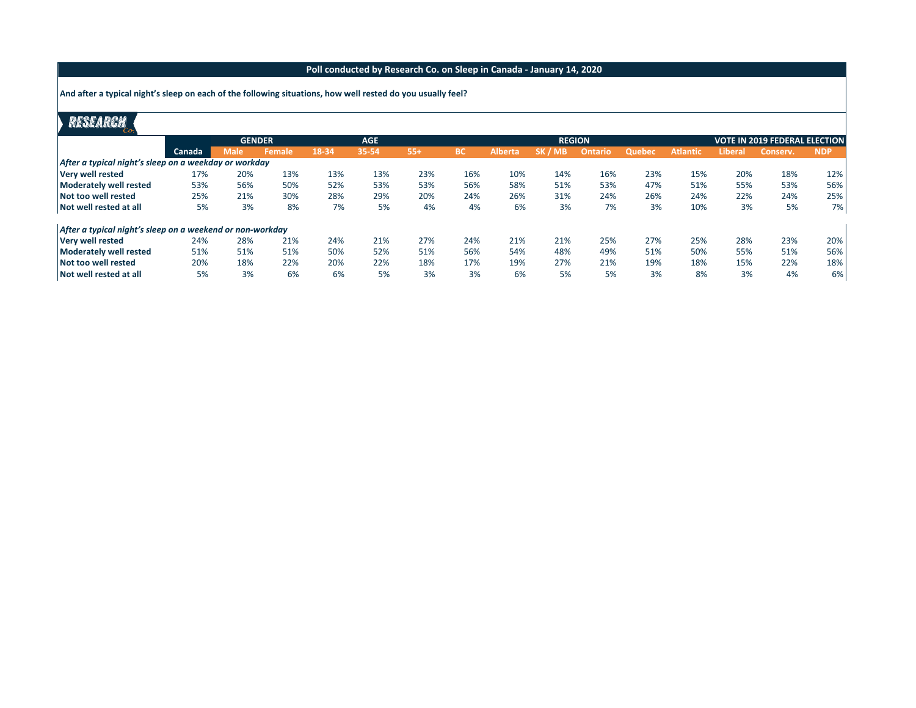**Poll conducted by Research Co. on Sleep in Canada - January 14, 2020**

**And after a typical night's sleep on each of the following situations, how well rested do you usually feel?**

| | | GENDER | | AGE | | | REGION | | | | | | VOTE IN 2019 FEDERAL ELECTION | | |
|---|---|---|---|---|---|---|---|---|---|---|---|---|---|---|---|
| | Canada | Male | Female | 18-34 | 35-54 | 55+ | BC | Alberta | SK / MB | Ontario | Quebec | Atlantic | Liberal | Conserv. | NDP |
| ***After a typical night's sleep on a weekday or workday*** | | | | | | | | | | | | | | | |
| **Very well rested** | 17% | 20% | 13% | 13% | 13% | 23% | 16% | 10% | 14% | 16% | 23% | 15% | 20% | 18% | 12% |
| **Moderately well rested** | 53% | 56% | 50% | 52% | 53% | 53% | 56% | 58% | 51% | 53% | 47% | 51% | 55% | 53% | 56% |
| **Not too well rested** | 25% | 21% | 30% | 28% | 29% | 20% | 24% | 26% | 31% | 24% | 26% | 24% | 22% | 24% | 25% |
| **Not well rested at all** | 5% | 3% | 8% | 7% | 5% | 4% | 4% | 6% | 3% | 7% | 3% | 10% | 3% | 5% | 7% |
| ***After a typical night's sleep on a weekend or non-workday*** | | | | | | | | | | | | | | | |
| **Very well rested** | 24% | 28% | 21% | 24% | 21% | 27% | 24% | 21% | 21% | 25% | 27% | 25% | 28% | 23% | 20% |
| **Moderately well rested** | 51% | 51% | 51% | 50% | 52% | 51% | 56% | 54% | 48% | 49% | 51% | 50% | 55% | 51% | 56% |
| **Not too well rested** | 20% | 18% | 22% | 20% | 22% | 18% | 17% | 19% | 27% | 21% | 19% | 18% | 15% | 22% | 18% |
| **Not well rested at all** | 5% | 3% | 6% | 6% | 5% | 3% | 3% | 6% | 5% | 5% | 3% | 8% | 3% | 4% | 6% |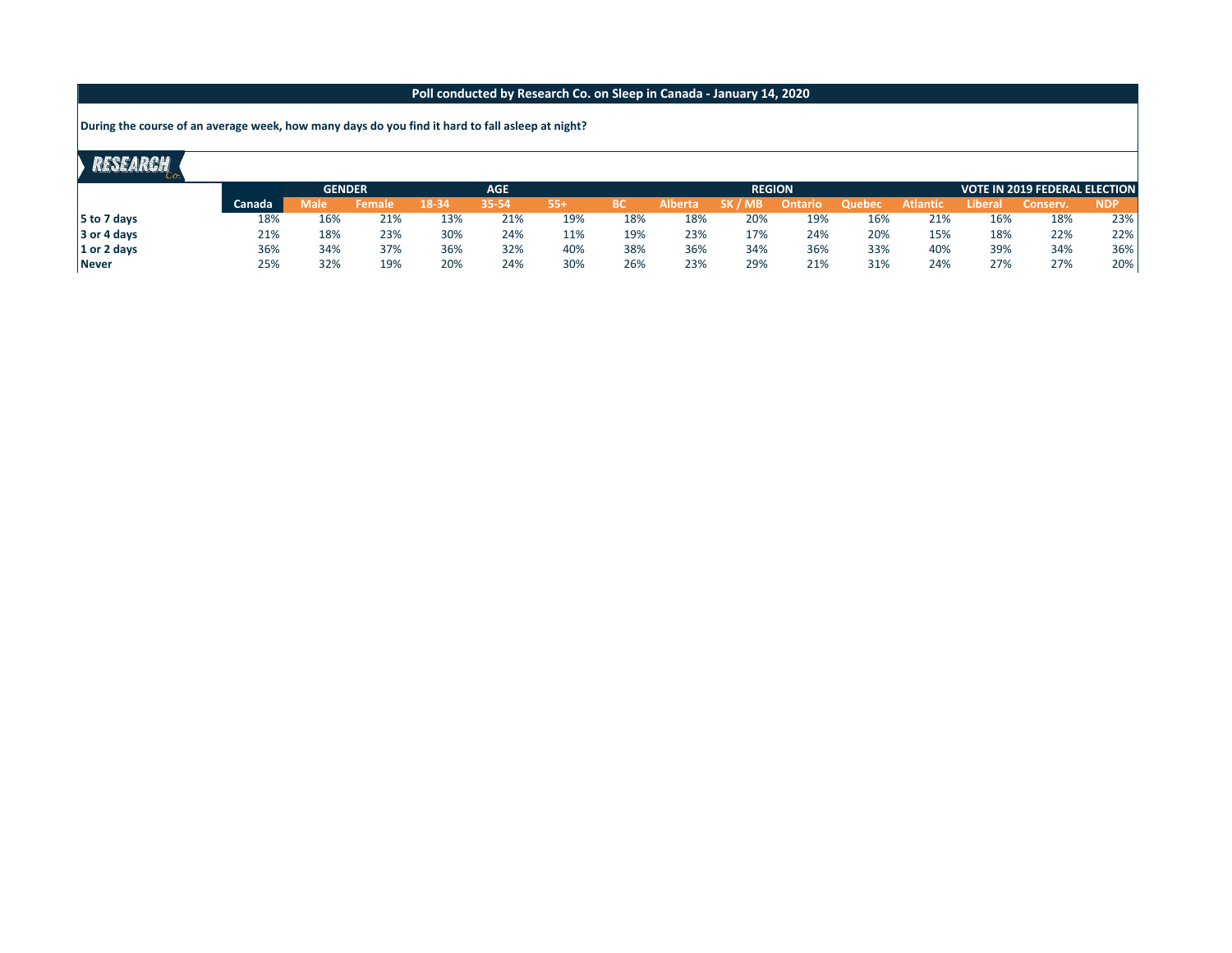**Poll conducted by Research Co. on Sleep in Canada - January 14, 2020**

**During the course of an average week, how many days do you find it hard to fall asleep at night?**

RESEARCH Co.

| | | GENDER | | AGE | | | REGION | | | | | | VOTE IN 2019 FEDERAL ELECTION | | |
|---|---|---|---|---|---|---|---|---|---|---|---|---|---|---|---|
| | Canada | Male | Female | 18-34 | 35-54 | 55+ | BC | Alberta | SK / MB | Ontario | Quebec | Atlantic | Liberal | Conserv. | NDP |
| **5 to 7 days** | 18% | 16% | 21% | 13% | 21% | 19% | 18% | 18% | 20% | 19% | 16% | 21% | 16% | 18% | 23% |
| **3 or 4 days** | 21% | 18% | 23% | 30% | 24% | 11% | 19% | 23% | 17% | 24% | 20% | 15% | 18% | 22% | 22% |
| **1 or 2 days** | 36% | 34% | 37% | 36% | 32% | 40% | 38% | 36% | 34% | 36% | 33% | 40% | 39% | 34% | 36% |
| **Never** | 25% | 32% | 19% | 20% | 24% | 30% | 26% | 23% | 29% | 21% | 31% | 24% | 27% | 27% | 20% |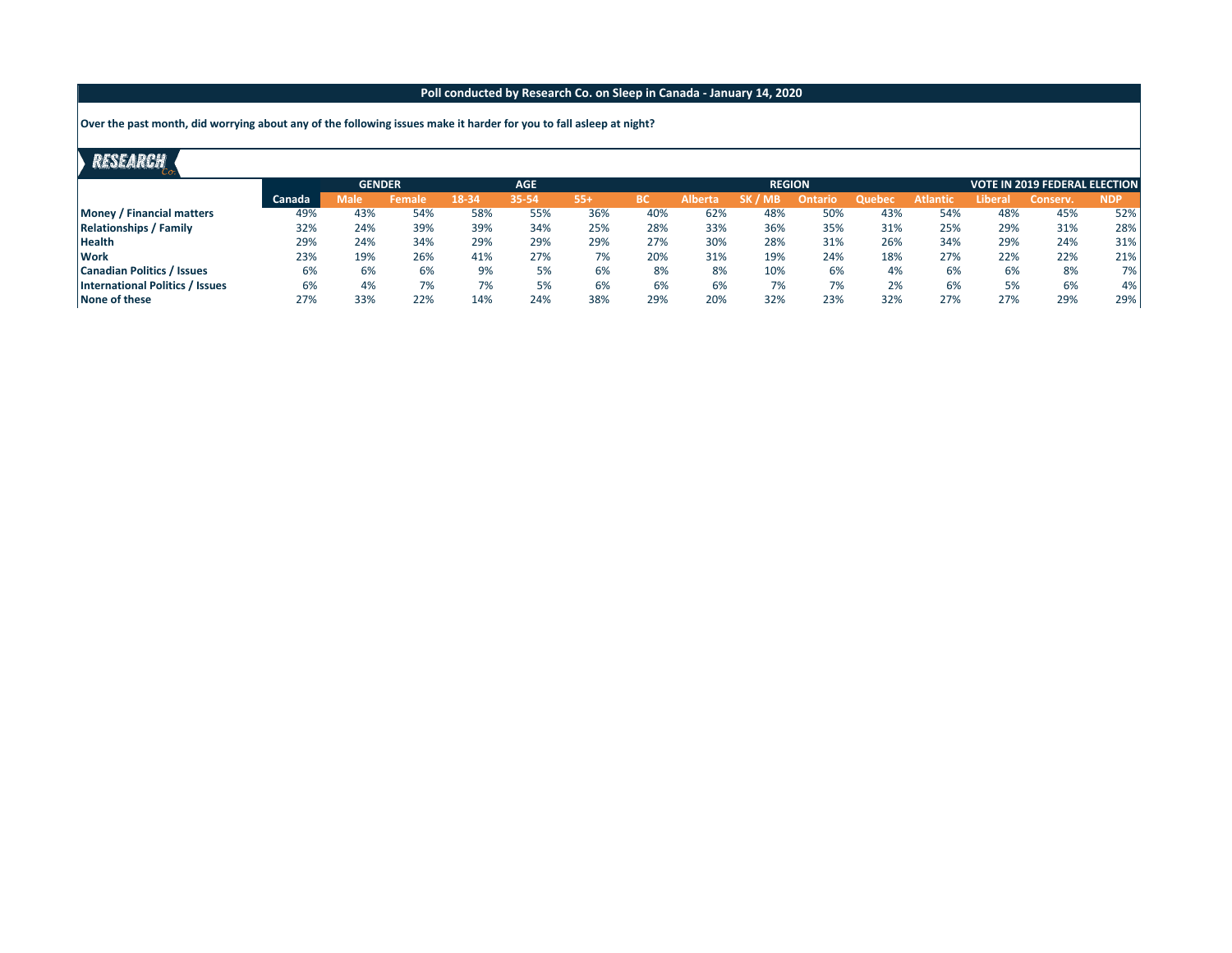**Poll conducted by Research Co. on Sleep in Canada - January 14, 2020**

**Over the past month, did worrying about any of the following issues make it harder for you to fall asleep at night?**

| | | GENDER | | AGE | | | REGION | | | | | | VOTE IN 2019 FEDERAL ELECTION | | |
|---|---|---|---|---|---|---|---|---|---|---|---|---|---|---|---|
| | Canada | Male | Female | 18-34 | 35-54 | 55+ | BC | Alberta | SK / MB | Ontario | Quebec | Atlantic | Liberal | Conserv. | NDP |
| **Money / Financial matters** | 49% | 43% | 54% | 58% | 55% | 36% | 40% | 62% | 48% | 50% | 43% | 54% | 48% | 45% | 52% |
| **Relationships / Family** | 32% | 24% | 39% | 39% | 34% | 25% | 28% | 33% | 36% | 35% | 31% | 25% | 29% | 31% | 28% |
| **Health** | 29% | 24% | 34% | 29% | 29% | 29% | 27% | 30% | 28% | 31% | 26% | 34% | 29% | 24% | 31% |
| **Work** | 23% | 19% | 26% | 41% | 27% | 7% | 20% | 31% | 19% | 24% | 18% | 27% | 22% | 22% | 21% |
| **Canadian Politics / Issues** | 6% | 6% | 6% | 9% | 5% | 6% | 8% | 8% | 10% | 6% | 4% | 6% | 6% | 8% | 7% |
| **International Politics / Issues** | 6% | 4% | 7% | 7% | 5% | 6% | 6% | 6% | 7% | 7% | 2% | 6% | 5% | 6% | 4% |
| **None of these** | 27% | 33% | 22% | 14% | 24% | 38% | 29% | 20% | 32% | 23% | 32% | 27% | 27% | 29% | 29% |